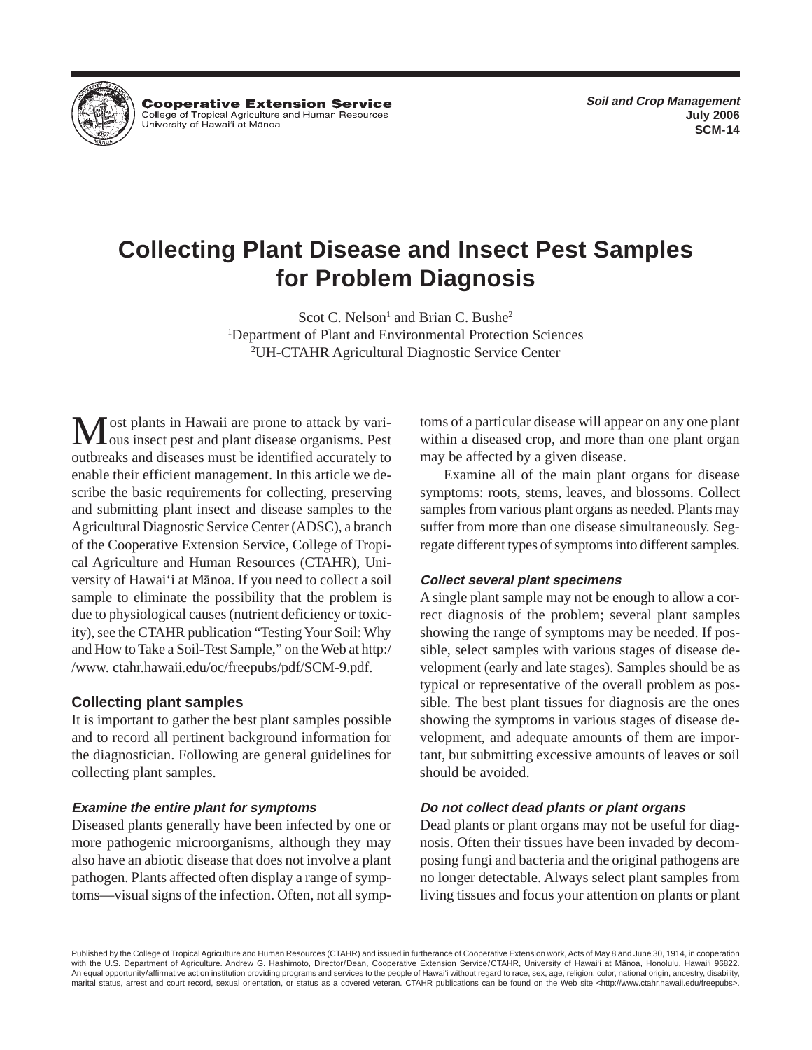**Cooperative Extension Service**
College of Tropical Agriculture and Human Resources
University of Hawai'i at Mānoa

*Soil and Crop Management*
**July 2006**
**SCM-14**

# Collecting Plant Disease and Insect Pest Samples for Problem Diagnosis

Scot C. Nelson[1] and Brian C. Bushe[2]
[1]Department of Plant and Environmental Protection Sciences
[2]UH-CTAHR Agricultural Diagnostic Service Center

Most plants in Hawaii are prone to attack by various insect pest and plant disease organisms. Pest outbreaks and diseases must be identified accurately to enable their efficient management. In this article we describe the basic requirements for collecting, preserving and submitting plant insect and disease samples to the Agricultural Diagnostic Service Center (ADSC), a branch of the Cooperative Extension Service, College of Tropical Agriculture and Human Resources (CTAHR), University of Hawai'i at Mānoa. If you need to collect a soil sample to eliminate the possibility that the problem is due to physiological causes (nutrient deficiency or toxicity), see the CTAHR publication "Testing Your Soil: Why and How to Take a Soil-Test Sample," on the Web at http://www. ctahr.hawaii.edu/oc/freepubs/pdf/SCM-9.pdf.

## Collecting plant samples

It is important to gather the best plant samples possible and to record all pertinent background information for the diagnostician. Following are general guidelines for collecting plant samples.

### *Examine the entire plant for symptoms*

Diseased plants generally have been infected by one or more pathogenic microorganisms, although they may also have an abiotic disease that does not involve a plant pathogen. Plants affected often display a range of symptoms—visual signs of the infection. Often, not all symptoms of a particular disease will appear on any one plant within a diseased crop, and more than one plant organ may be affected by a given disease.

Examine all of the main plant organs for disease symptoms: roots, stems, leaves, and blossoms. Collect samples from various plant organs as needed. Plants may suffer from more than one disease simultaneously. Segregate different types of symptoms into different samples.

### *Collect several plant specimens*

A single plant sample may not be enough to allow a correct diagnosis of the problem; several plant samples showing the range of symptoms may be needed. If possible, select samples with various stages of disease development (early and late stages). Samples should be as typical or representative of the overall problem as possible. The best plant tissues for diagnosis are the ones showing the symptoms in various stages of disease development, and adequate amounts of them are important, but submitting excessive amounts of leaves or soil should be avoided.

### *Do not collect dead plants or plant organs*

Dead plants or plant organs may not be useful for diagnosis. Often their tissues have been invaded by decomposing fungi and bacteria and the original pathogens are no longer detectable. Always select plant samples from living tissues and focus your attention on plants or plant

Published by the College of Tropical Agriculture and Human Resources (CTAHR) and issued in furtherance of Cooperative Extension work, Acts of May 8 and June 30, 1914, in cooperation with the U.S. Department of Agriculture. Andrew G. Hashimoto, Director/Dean, Cooperative Extension Service/CTAHR, University of Hawai'i at Mānoa, Honolulu, Hawai'i 96822. An equal opportunity/affirmative action institution providing programs and services to the people of Hawai'i without regard to race, sex, age, religion, color, national origin, ancestry, disability, marital status, arrest and court record, sexual orientation, or status as a covered veteran. CTAHR publications can be found on the Web site <http://www.ctahr.hawaii.edu/freepubs>.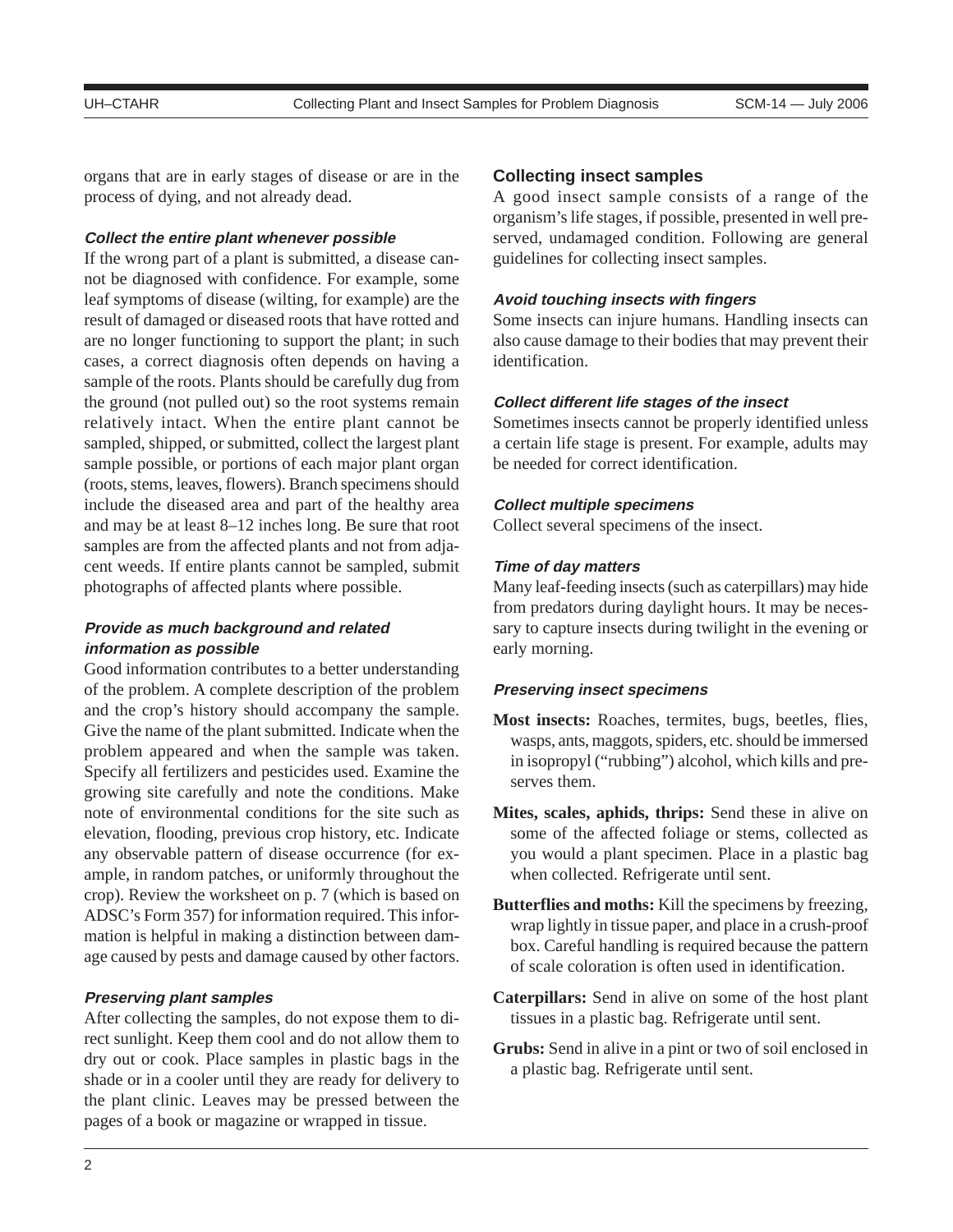organs that are in early stages of disease or are in the process of dying, and not already dead.

### *Collect the entire plant whenever possible*

If the wrong part of a plant is submitted, a disease cannot be diagnosed with confidence. For example, some leaf symptoms of disease (wilting, for example) are the result of damaged or diseased roots that have rotted and are no longer functioning to support the plant; in such cases, a correct diagnosis often depends on having a sample of the roots. Plants should be carefully dug from the ground (not pulled out) so the root systems remain relatively intact. When the entire plant cannot be sampled, shipped, or submitted, collect the largest plant sample possible, or portions of each major plant organ (roots, stems, leaves, flowers). Branch specimens should include the diseased area and part of the healthy area and may be at least 8–12 inches long. Be sure that root samples are from the affected plants and not from adjacent weeds. If entire plants cannot be sampled, submit photographs of affected plants where possible.

### *Provide as much background and related information as possible*

Good information contributes to a better understanding of the problem. A complete description of the problem and the crop's history should accompany the sample. Give the name of the plant submitted. Indicate when the problem appeared and when the sample was taken. Specify all fertilizers and pesticides used. Examine the growing site carefully and note the conditions. Make note of environmental conditions for the site such as elevation, flooding, previous crop history, etc. Indicate any observable pattern of disease occurrence (for example, in random patches, or uniformly throughout the crop). Review the worksheet on p. 7 (which is based on ADSC's Form 357) for information required. This information is helpful in making a distinction between damage caused by pests and damage caused by other factors.

### *Preserving plant samples*

After collecting the samples, do not expose them to direct sunlight. Keep them cool and do not allow them to dry out or cook. Place samples in plastic bags in the shade or in a cooler until they are ready for delivery to the plant clinic. Leaves may be pressed between the pages of a book or magazine or wrapped in tissue.

## Collecting insect samples

A good insect sample consists of a range of the organism's life stages, if possible, presented in well preserved, undamaged condition. Following are general guidelines for collecting insect samples.

### *Avoid touching insects with fingers*

Some insects can injure humans. Handling insects can also cause damage to their bodies that may prevent their identification.

### *Collect different life stages of the insect*

Sometimes insects cannot be properly identified unless a certain life stage is present. For example, adults may be needed for correct identification.

### *Collect multiple specimens*

Collect several specimens of the insect.

### *Time of day matters*

Many leaf-feeding insects (such as caterpillars) may hide from predators during daylight hours. It may be necessary to capture insects during twilight in the evening or early morning.

### *Preserving insect specimens*

**Most insects:** Roaches, termites, bugs, beetles, flies, wasps, ants, maggots, spiders, etc. should be immersed in isopropyl ("rubbing") alcohol, which kills and preserves them.

**Mites, scales, aphids, thrips:** Send these in alive on some of the affected foliage or stems, collected as you would a plant specimen. Place in a plastic bag when collected. Refrigerate until sent.

**Butterflies and moths:** Kill the specimens by freezing, wrap lightly in tissue paper, and place in a crush-proof box. Careful handling is required because the pattern of scale coloration is often used in identification.

**Caterpillars:** Send in alive on some of the host plant tissues in a plastic bag. Refrigerate until sent.

**Grubs:** Send in alive in a pint or two of soil enclosed in a plastic bag. Refrigerate until sent.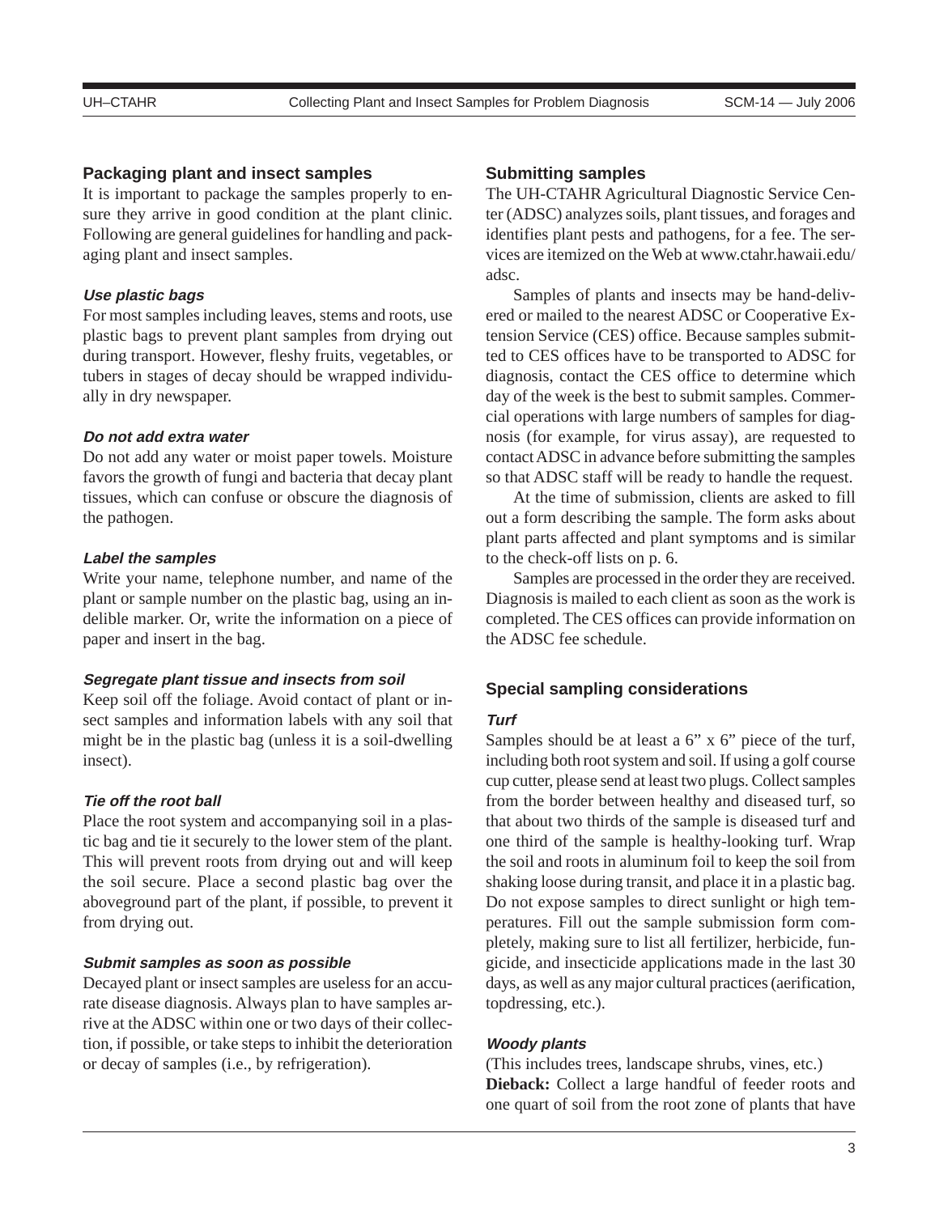## Packaging plant and insect samples

It is important to package the samples properly to ensure they arrive in good condition at the plant clinic. Following are general guidelines for handling and packaging plant and insect samples.

### *Use plastic bags*

For most samples including leaves, stems and roots, use plastic bags to prevent plant samples from drying out during transport. However, fleshy fruits, vegetables, or tubers in stages of decay should be wrapped individually in dry newspaper.

### *Do not add extra water*

Do not add any water or moist paper towels. Moisture favors the growth of fungi and bacteria that decay plant tissues, which can confuse or obscure the diagnosis of the pathogen.

### *Label the samples*

Write your name, telephone number, and name of the plant or sample number on the plastic bag, using an indelible marker. Or, write the information on a piece of paper and insert in the bag.

### *Segregate plant tissue and insects from soil*

Keep soil off the foliage. Avoid contact of plant or insect samples and information labels with any soil that might be in the plastic bag (unless it is a soil-dwelling insect).

### *Tie off the root ball*

Place the root system and accompanying soil in a plastic bag and tie it securely to the lower stem of the plant. This will prevent roots from drying out and will keep the soil secure. Place a second plastic bag over the aboveground part of the plant, if possible, to prevent it from drying out.

### *Submit samples as soon as possible*

Decayed plant or insect samples are useless for an accurate disease diagnosis. Always plan to have samples arrive at the ADSC within one or two days of their collection, if possible, or take steps to inhibit the deterioration or decay of samples (i.e., by refrigeration).

## Submitting samples

The UH-CTAHR Agricultural Diagnostic Service Center (ADSC) analyzes soils, plant tissues, and forages and identifies plant pests and pathogens, for a fee. The services are itemized on the Web at www.ctahr.hawaii.edu/adsc.

Samples of plants and insects may be hand-delivered or mailed to the nearest ADSC or Cooperative Extension Service (CES) office. Because samples submitted to CES offices have to be transported to ADSC for diagnosis, contact the CES office to determine which day of the week is the best to submit samples. Commercial operations with large numbers of samples for diagnosis (for example, for virus assay), are requested to contact ADSC in advance before submitting the samples so that ADSC staff will be ready to handle the request.

At the time of submission, clients are asked to fill out a form describing the sample. The form asks about plant parts affected and plant symptoms and is similar to the check-off lists on p. 6.

Samples are processed in the order they are received. Diagnosis is mailed to each client as soon as the work is completed. The CES offices can provide information on the ADSC fee schedule.

## Special sampling considerations

### *Turf*

Samples should be at least a 6" x 6" piece of the turf, including both root system and soil. If using a golf course cup cutter, please send at least two plugs. Collect samples from the border between healthy and diseased turf, so that about two thirds of the sample is diseased turf and one third of the sample is healthy-looking turf. Wrap the soil and roots in aluminum foil to keep the soil from shaking loose during transit, and place it in a plastic bag. Do not expose samples to direct sunlight or high temperatures. Fill out the sample submission form completely, making sure to list all fertilizer, herbicide, fungicide, and insecticide applications made in the last 30 days, as well as any major cultural practices (aerification, topdressing, etc.).

### *Woody plants*

(This includes trees, landscape shrubs, vines, etc.)

**Dieback:** Collect a large handful of feeder roots and one quart of soil from the root zone of plants that have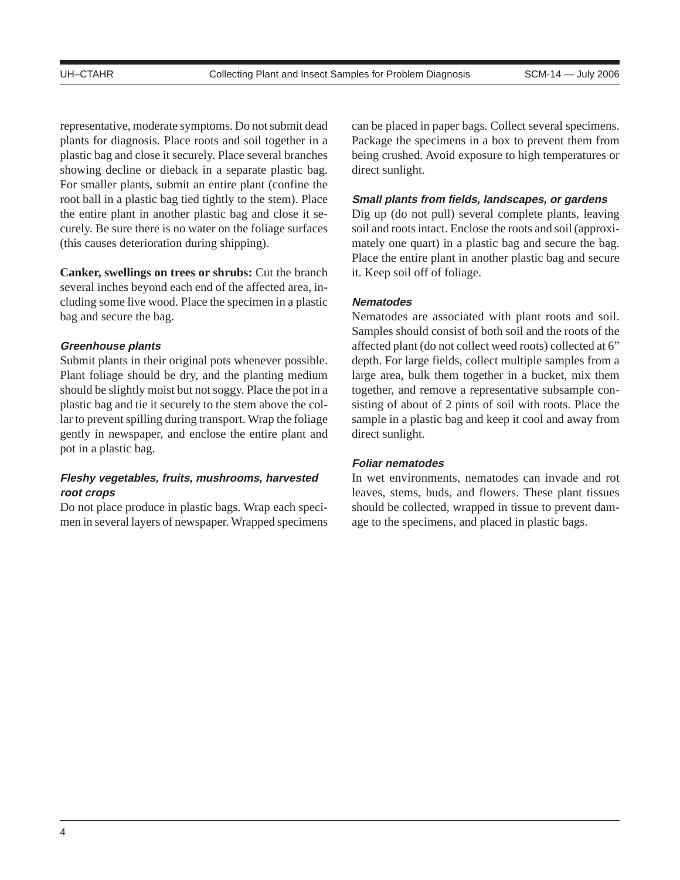representative, moderate symptoms. Do not submit dead plants for diagnosis. Place roots and soil together in a plastic bag and close it securely. Place several branches showing decline or dieback in a separate plastic bag. For smaller plants, submit an entire plant (confine the root ball in a plastic bag tied tightly to the stem). Place the entire plant in another plastic bag and close it securely. Be sure there is no water on the foliage surfaces (this causes deterioration during shipping).

**Canker, swellings on trees or shrubs:** Cut the branch several inches beyond each end of the affected area, including some live wood. Place the specimen in a plastic bag and secure the bag.

#### *Greenhouse plants*

Submit plants in their original pots whenever possible. Plant foliage should be dry, and the planting medium should be slightly moist but not soggy. Place the pot in a plastic bag and tie it securely to the stem above the collar to prevent spilling during transport. Wrap the foliage gently in newspaper, and enclose the entire plant and pot in a plastic bag.

#### *Fleshy vegetables, fruits, mushrooms, harvested root crops*

Do not place produce in plastic bags. Wrap each specimen in several layers of newspaper. Wrapped specimens can be placed in paper bags. Collect several specimens. Package the specimens in a box to prevent them from being crushed. Avoid exposure to high temperatures or direct sunlight.

#### *Small plants from fields, landscapes, or gardens*

Dig up (do not pull) several complete plants, leaving soil and roots intact. Enclose the roots and soil (approximately one quart) in a plastic bag and secure the bag. Place the entire plant in another plastic bag and secure it. Keep soil off of foliage.

#### *Nematodes*

Nematodes are associated with plant roots and soil. Samples should consist of both soil and the roots of the affected plant (do not collect weed roots) collected at 6" depth. For large fields, collect multiple samples from a large area, bulk them together in a bucket, mix them together, and remove a representative subsample consisting of about of 2 pints of soil with roots. Place the sample in a plastic bag and keep it cool and away from direct sunlight.

#### *Foliar nematodes*

In wet environments, nematodes can invade and rot leaves, stems, buds, and flowers. These plant tissues should be collected, wrapped in tissue to prevent damage to the specimens, and placed in plastic bags.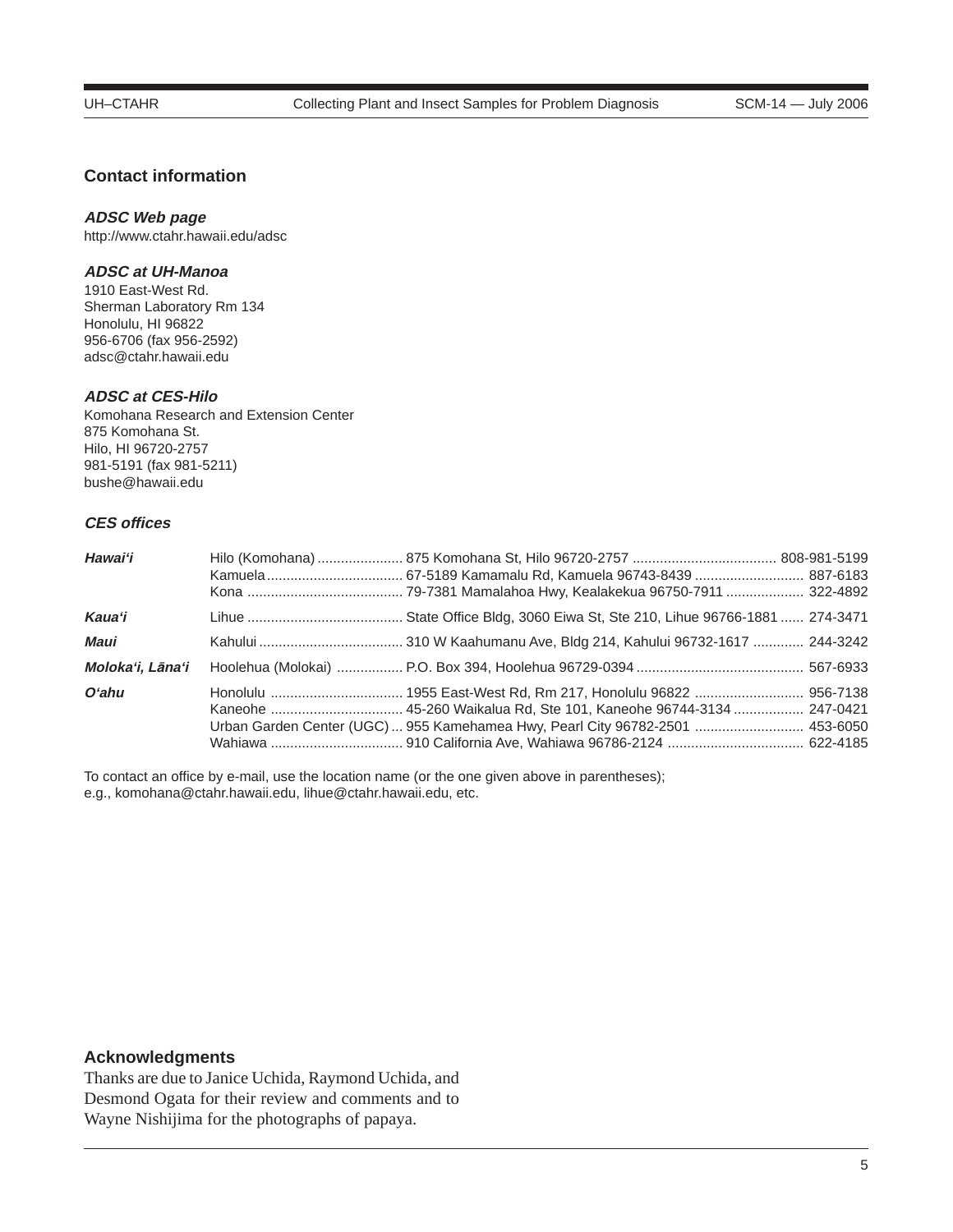## Contact information

### *ADSC Web page*

http://www.ctahr.hawaii.edu/adsc

### *ADSC at UH-Manoa*

1910 East-West Rd.
Sherman Laboratory Rm 134
Honolulu, HI 96822
956-6706 (fax 956-2592)
adsc@ctahr.hawaii.edu

### *ADSC at CES-Hilo*

Komohana Research and Extension Center
875 Komohana St.
Hilo, HI 96720-2757
981-5191 (fax 981-5211)
bushe@hawaii.edu

### *CES offices*

| | | | |
|---|---|---|---|
| ***Hawai'i*** | Hilo (Komohana) | 875 Komohana St, Hilo 96720-2757 | 808-981-5199 |
| | Kamuela | 67-5189 Kamamalu Rd, Kamuela 96743-8439 | 887-6183 |
| | Kona | 79-7381 Mamalahoa Hwy, Kealakekua 96750-7911 | 322-4892 |
| ***Kaua'i*** | Lihue | State Office Bldg, 3060 Eiwa St, Ste 210, Lihue 96766-1881 | 274-3471 |
| ***Maui*** | Kahului | 310 W Kaahumanu Ave, Bldg 214, Kahului 96732-1617 | 244-3242 |
| ***Moloka'i, Lāna'i*** | Hoolehua (Molokai) | P.O. Box 394, Hoolehua 96729-0394 | 567-6933 |
| ***O'ahu*** | Honolulu | 1955 East-West Rd, Rm 217, Honolulu 96822 | 956-7138 |
| | Kaneohe | 45-260 Waikalua Rd, Ste 101, Kaneohe 96744-3134 | 247-0421 |
| | Urban Garden Center (UGC) | 955 Kamehamea Hwy, Pearl City 96782-2501 | 453-6050 |
| | Wahiawa | 910 California Ave, Wahiawa 96786-2124 | 622-4185 |

To contact an office by e-mail, use the location name (or the one given above in parentheses); e.g., komohana@ctahr.hawaii.edu, lihue@ctahr.hawaii.edu, etc.

## Acknowledgments

Thanks are due to Janice Uchida, Raymond Uchida, and Desmond Ogata for their review and comments and to Wayne Nishijima for the photographs of papaya.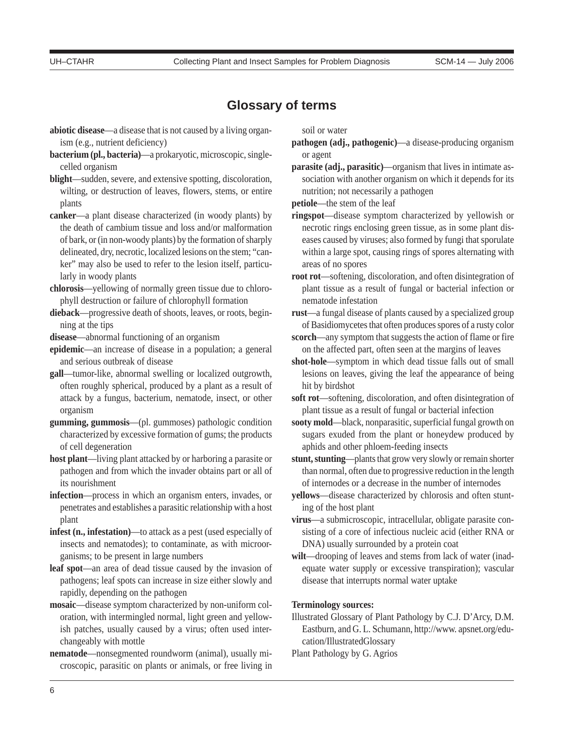## Glossary of terms

**abiotic disease**—a disease that is not caused by a living organism (e.g., nutrient deficiency)

**bacterium (pl., bacteria)**—a prokaryotic, microscopic, single-celled organism

**blight**—sudden, severe, and extensive spotting, discoloration, wilting, or destruction of leaves, flowers, stems, or entire plants

**canker**—a plant disease characterized (in woody plants) by the death of cambium tissue and loss and/or malformation of bark, or (in non-woody plants) by the formation of sharply delineated, dry, necrotic, localized lesions on the stem; "canker" may also be used to refer to the lesion itself, particularly in woody plants

**chlorosis**—yellowing of normally green tissue due to chlorophyll destruction or failure of chlorophyll formation

**dieback**—progressive death of shoots, leaves, or roots, beginning at the tips

**disease**—abnormal functioning of an organism

**epidemic**—an increase of disease in a population; a general and serious outbreak of disease

**gall**—tumor-like, abnormal swelling or localized outgrowth, often roughly spherical, produced by a plant as a result of attack by a fungus, bacterium, nematode, insect, or other organism

**gumming, gummosis**—(pl. gummoses) pathologic condition characterized by excessive formation of gums; the products of cell degeneration

**host plant**—living plant attacked by or harboring a parasite or pathogen and from which the invader obtains part or all of its nourishment

**infection**—process in which an organism enters, invades, or penetrates and establishes a parasitic relationship with a host plant

**infest (n., infestation)**—to attack as a pest (used especially of insects and nematodes); to contaminate, as with microorganisms; to be present in large numbers

**leaf spot**—an area of dead tissue caused by the invasion of pathogens; leaf spots can increase in size either slowly and rapidly, depending on the pathogen

**mosaic**—disease symptom characterized by non-uniform coloration, with intermingled normal, light green and yellowish patches, usually caused by a virus; often used interchangeably with mottle

**nematode**—nonsegmented roundworm (animal), usually microscopic, parasitic on plants or animals, or free living in soil or water

**pathogen (adj., pathogenic)**—a disease-producing organism or agent

**parasite (adj., parasitic)**—organism that lives in intimate association with another organism on which it depends for its nutrition; not necessarily a pathogen

**petiole**—the stem of the leaf

**ringspot**—disease symptom characterized by yellowish or necrotic rings enclosing green tissue, as in some plant diseases caused by viruses; also formed by fungi that sporulate within a large spot, causing rings of spores alternating with areas of no spores

**root rot**—softening, discoloration, and often disintegration of plant tissue as a result of fungal or bacterial infection or nematode infestation

**rust**—a fungal disease of plants caused by a specialized group of Basidiomycetes that often produces spores of a rusty color

**scorch**—any symptom that suggests the action of flame or fire on the affected part, often seen at the margins of leaves

**shot-hole**—symptom in which dead tissue falls out of small lesions on leaves, giving the leaf the appearance of being hit by birdshot

**soft rot**—softening, discoloration, and often disintegration of plant tissue as a result of fungal or bacterial infection

**sooty mold**—black, nonparasitic, superficial fungal growth on sugars exuded from the plant or honeydew produced by aphids and other phloem-feeding insects

**stunt, stunting**—plants that grow very slowly or remain shorter than normal, often due to progressive reduction in the length of internodes or a decrease in the number of internodes

**yellows**—disease characterized by chlorosis and often stunting of the host plant

**virus**—a submicroscopic, intracellular, obligate parasite consisting of a core of infectious nucleic acid (either RNA or DNA) usually surrounded by a protein coat

**wilt**—drooping of leaves and stems from lack of water (inadequate water supply or excessive transpiration); vascular disease that interrupts normal water uptake

**Terminology sources:**

Illustrated Glossary of Plant Pathology by C.J. D'Arcy, D.M. Eastburn, and G. L. Schumann, http://www. apsnet.org/education/IllustratedGlossary

Plant Pathology by G. Agrios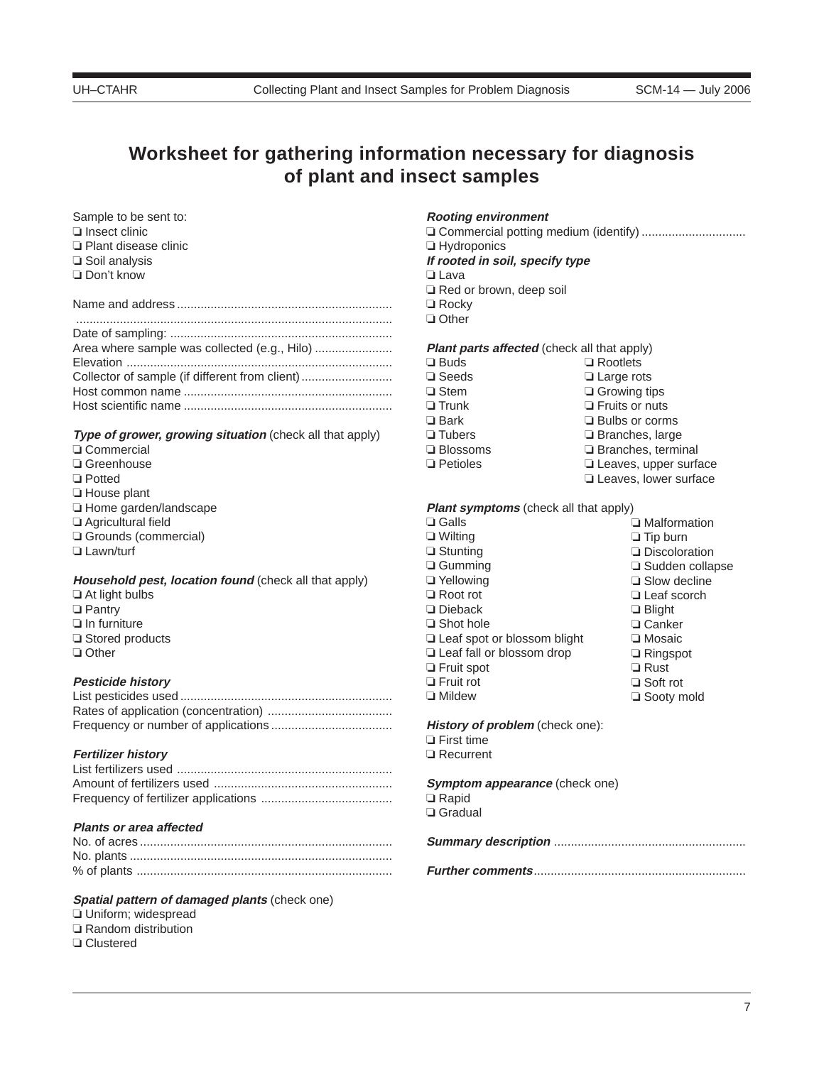# Worksheet for gathering information necessary for diagnosis of plant and insect samples

Sample to be sent to:
- ❑ Insect clinic
- ❑ Plant disease clinic
- ❑ Soil analysis
- ❑ Don't know

Name and address ...............................................................

.............................................................................................

Date of sampling: ..................................................................

Area where sample was collected (e.g., Hilo) .......................

Elevation ...............................................................................

Collector of sample (if different from client)...........................

Host common name ..............................................................

Host scientific name ..............................................................

***Type of grower, growing situation*** (check all that apply)
- ❑ Commercial
- ❑ Greenhouse
- ❑ Potted
- ❑ House plant
- ❑ Home garden/landscape
- ❑ Agricultural field
- ❑ Grounds (commercial)
- ❑ Lawn/turf

***Household pest, location found*** (check all that apply)
- ❑ At light bulbs
- ❑ Pantry
- ❑ In furniture
- ❑ Stored products
- ❑ Other

***Pesticide history***

List pesticides used ...............................................................

Rates of application (concentration) .....................................

Frequency or number of applications ....................................

***Fertilizer history***

List fertilizers used ................................................................

Amount of fertilizers used .....................................................

Frequency of fertilizer applications .......................................

***Plants or area affected***

No. of acres ...........................................................................

No. plants ..............................................................................

% of plants ............................................................................

***Spatial pattern of damaged plants*** (check one)
- ❑ Uniform; widespread
- ❑ Random distribution
- ❑ Clustered

***Rooting environment***
- ❑ Commercial potting medium (identify) ...............................
- ❑ Hydroponics

***If rooted in soil, specify type***
- ❑ Lava
- ❑ Red or brown, deep soil
- ❑ Rocky
- ❑ Other

***Plant parts affected*** (check all that apply)
- ❑ Buds
- ❑ Seeds
- ❑ Stem
- ❑ Trunk
- ❑ Bark
- ❑ Tubers
- ❑ Blossoms
- ❑ Petioles
- ❑ Rootlets
- ❑ Large rots
- ❑ Growing tips
- ❑ Fruits or nuts
- ❑ Bulbs or corms
- ❑ Branches, large
- ❑ Branches, terminal
- ❑ Leaves, upper surface
- ❑ Leaves, lower surface

***Plant symptoms*** (check all that apply)
- ❑ Galls
- ❑ Wilting
- ❑ Stunting
- ❑ Gumming
- ❑ Yellowing
- ❑ Root rot
- ❑ Dieback
- ❑ Shot hole
- ❑ Leaf spot or blossom blight
- ❑ Leaf fall or blossom drop
- ❑ Fruit spot
- ❑ Fruit rot
- ❑ Mildew
- ❑ Malformation
- ❑ Tip burn
- ❑ Discoloration
- ❑ Sudden collapse
- ❑ Slow decline
- ❑ Leaf scorch
- ❑ Blight
- ❑ Canker
- ❑ Mosaic
- ❑ Ringspot
- ❑ Rust
- ❑ Soft rot
- ❑ Sooty mold

***History of problem*** (check one):
- ❑ First time
- ❑ Recurrent

***Symptom appearance*** (check one)
- ❑ Rapid
- ❑ Gradual

***Summary description*** ........................................................

***Further comments*** ..............................................................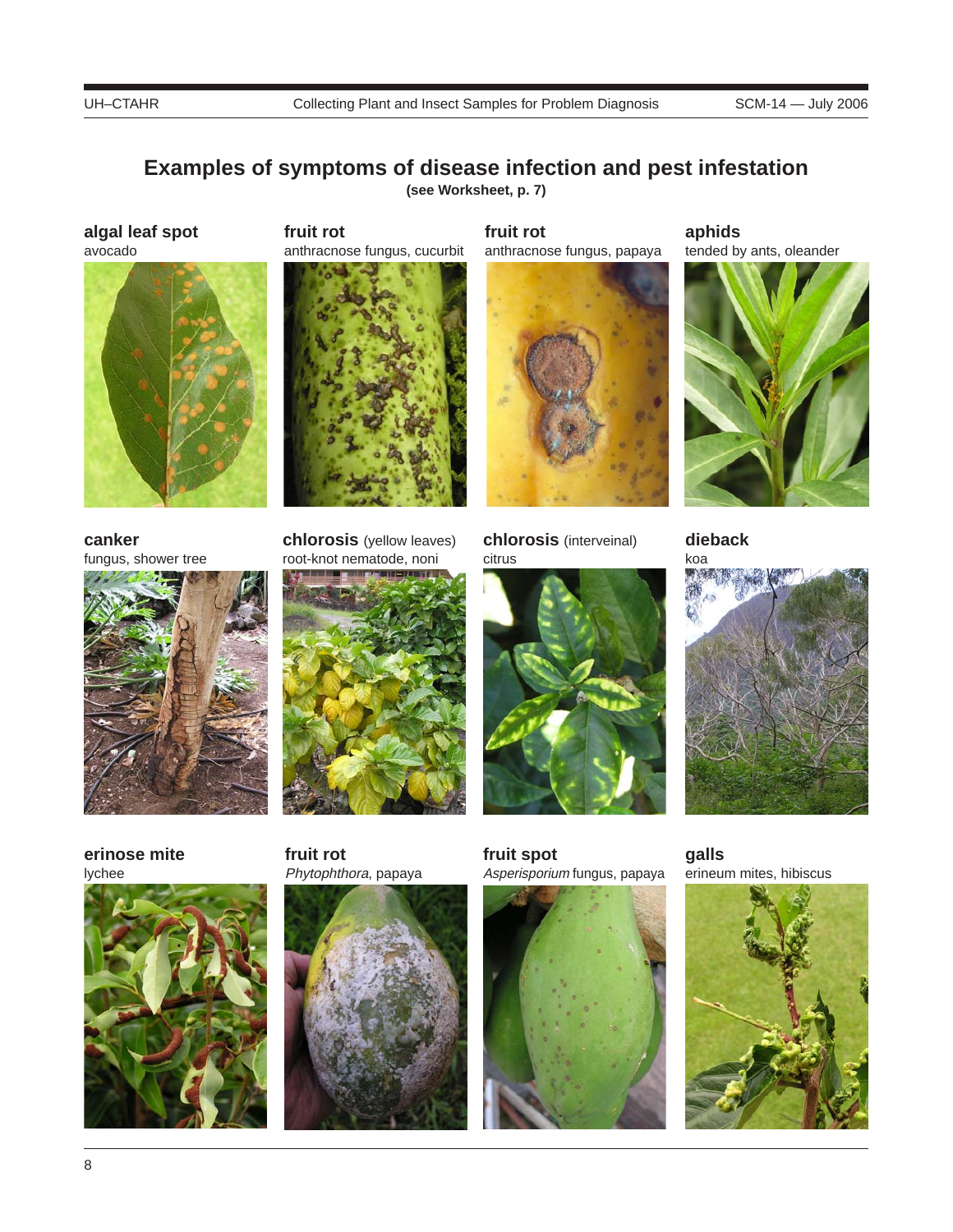## Examples of symptoms of disease infection and pest infestation

**(see Worksheet, p. 7)**

**algal leaf spot**
avocado

**fruit rot**
anthracnose fungus, cucurbit

**fruit rot**
anthracnose fungus, papaya

**aphids**
tended by ants, oleander

**canker**
fungus, shower tree

**chlorosis** (yellow leaves)
root-knot nematode, noni

**chlorosis** (interveinal)
citrus

**dieback**
koa

**erinose mite**
lychee

**fruit rot**
*Phytophthora*, papaya

**fruit spot**
*Asperisporium* fungus, papaya

**galls**
erineum mites, hibiscus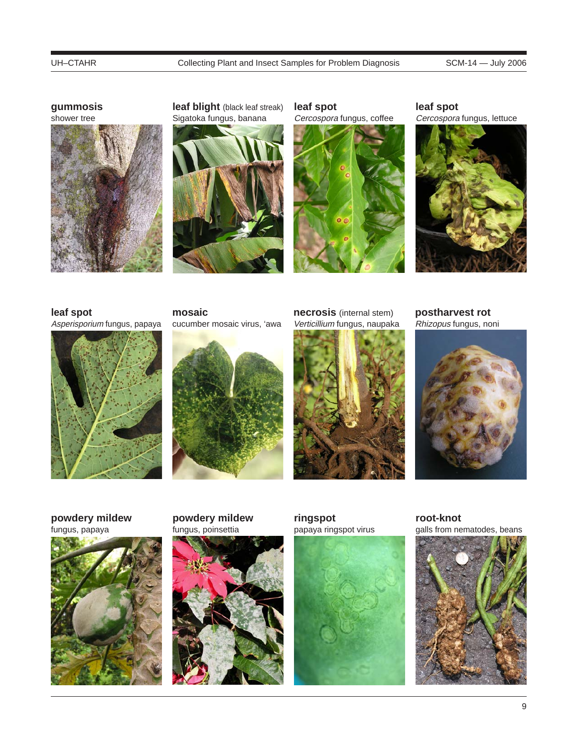**gummosis**
shower tree

**leaf blight** (black leaf streak)
Sigatoka fungus, banana

**leaf spot**
*Cercospora* fungus, coffee

**leaf spot**
*Cercospora* fungus, lettuce

**leaf spot**
*Asperisporium* fungus, papaya

**mosaic**
cucumber mosaic virus, ‘awa

**necrosis** (internal stem)
*Verticillium* fungus, naupaka

**postharvest rot**
*Rhizopus* fungus, noni

**powdery mildew**
fungus, papaya

**powdery mildew**
fungus, poinsettia

**ringspot**
papaya ringspot virus

**root-knot**
galls from nematodes, beans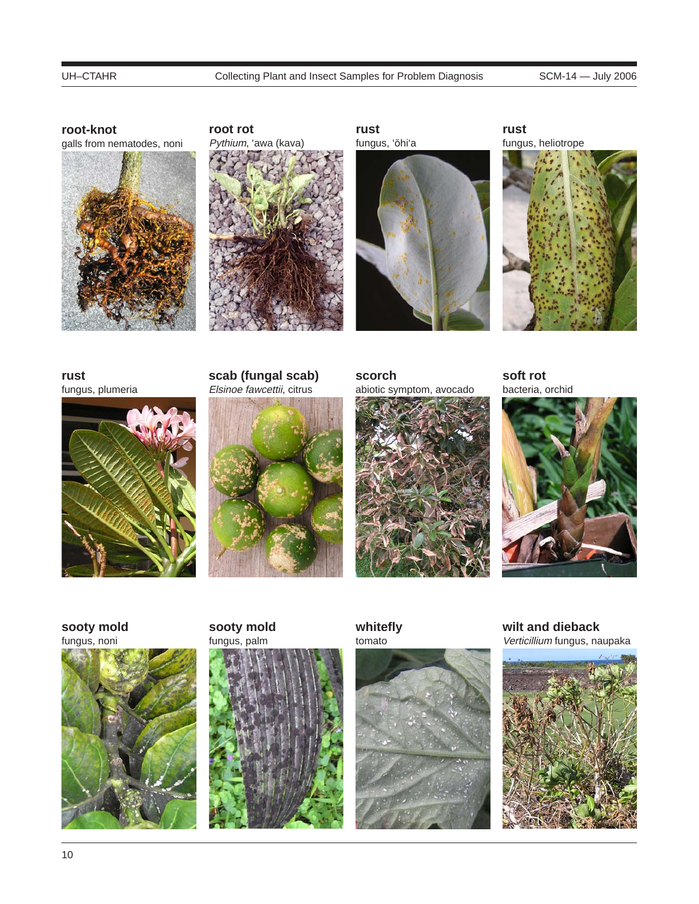**root-knot**
galls from nematodes, noni

**root rot**
*Pythium*, ‘awa (kava)

**rust**
fungus, ‘ōhi‘a

**rust**
fungus, heliotrope

**rust**
fungus, plumeria

**scab (fungal scab)**
*Elsinoe fawcettii*, citrus

**scorch**
abiotic symptom, avocado

**soft rot**
bacteria, orchid

**sooty mold**
fungus, noni

**sooty mold**
fungus, palm

**whitefly**
tomato

**wilt and dieback**
*Verticillium* fungus, naupaka